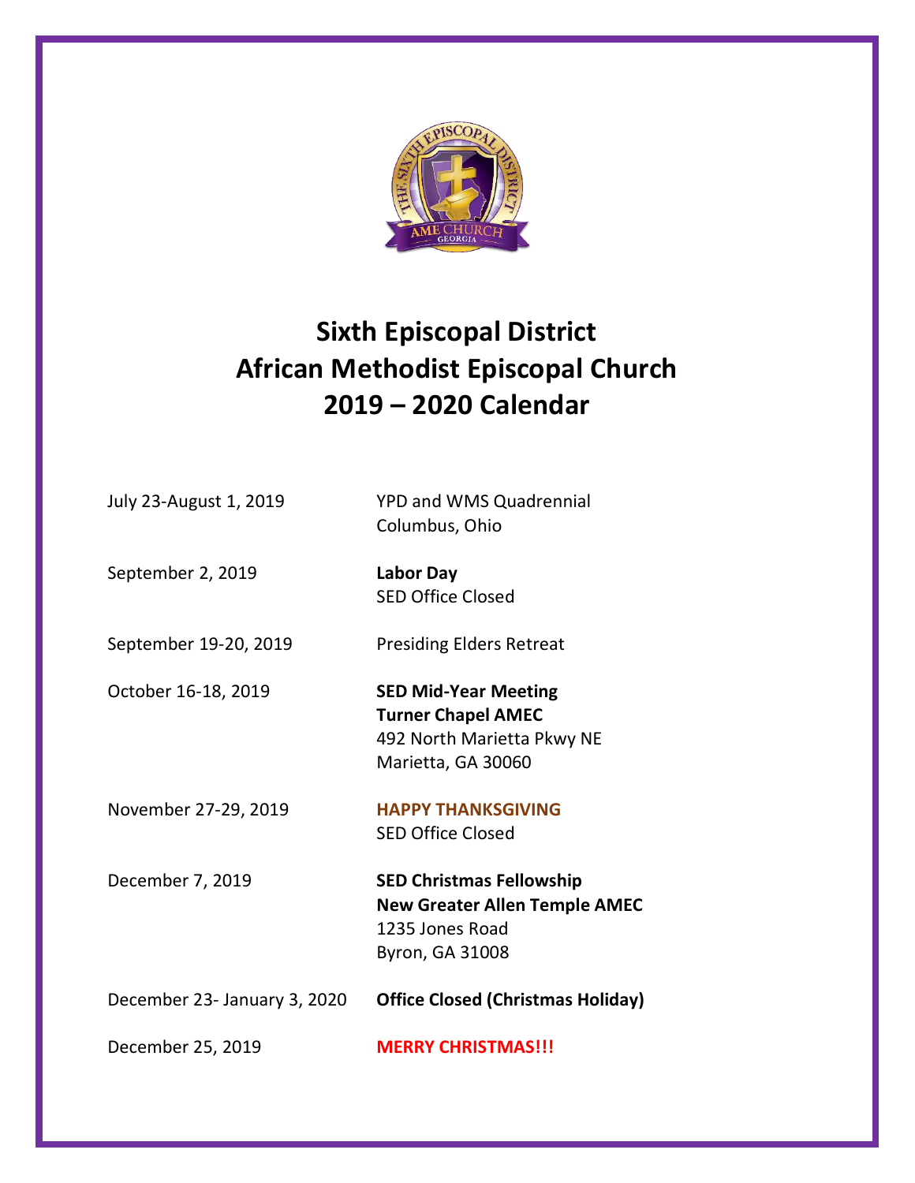# Sixth Episcopal District
# African Methodist Episcopal Church
# 2019 – 2020 Calendar

| | |
|---|---|
| July 23-August 1, 2019 | YPD and WMS Quadrennial<br>Columbus, Ohio |
| September 2, 2019 | **Labor Day**<br>SED Office Closed |
| September 19-20, 2019 | Presiding Elders Retreat |
| October 16-18, 2019 | **SED Mid-Year Meeting**<br>**Turner Chapel AMEC**<br>492 North Marietta Pkwy NE<br>Marietta, GA 30060 |
| November 27-29, 2019 | **HAPPY THANKSGIVING**<br>SED Office Closed |
| December 7, 2019 | **SED Christmas Fellowship**<br>**New Greater Allen Temple AMEC**<br>1235 Jones Road<br>Byron, GA 31008 |
| December 23- January 3, 2020 | **Office Closed (Christmas Holiday)** |
| December 25, 2019 | **MERRY CHRISTMAS!!!** |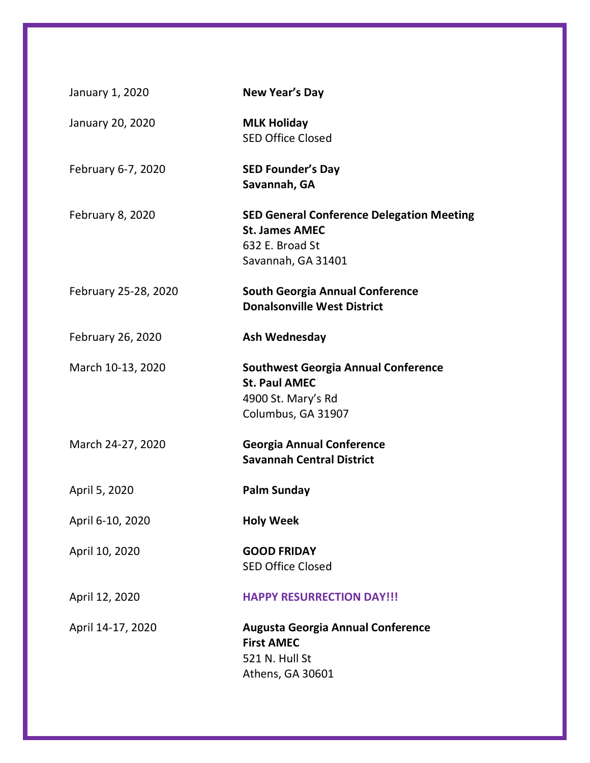| | |
|---|---|
| January 1, 2020 | **New Year's Day** |
| January 20, 2020 | **MLK Holiday**<br>SED Office Closed |
| February 6-7, 2020 | **SED Founder's Day**<br>**Savannah, GA** |
| February 8, 2020 | **SED General Conference Delegation Meeting**<br>**St. James AMEC**<br>632 E. Broad St<br>Savannah, GA 31401 |
| February 25-28, 2020 | **South Georgia Annual Conference**<br>**Donalsonville West District** |
| February 26, 2020 | **Ash Wednesday** |
| March 10-13, 2020 | **Southwest Georgia Annual Conference**<br>**St. Paul AMEC**<br>4900 St. Mary's Rd<br>Columbus, GA 31907 |
| March 24-27, 2020 | **Georgia Annual Conference**<br>**Savannah Central District** |
| April 5, 2020 | **Palm Sunday** |
| April 6-10, 2020 | **Holy Week** |
| April 10, 2020 | **GOOD FRIDAY**<br>SED Office Closed |
| April 12, 2020 | **HAPPY RESURRECTION DAY!!!** |
| April 14-17, 2020 | **Augusta Georgia Annual Conference**<br>**First AMEC**<br>521 N. Hull St<br>Athens, GA 30601 |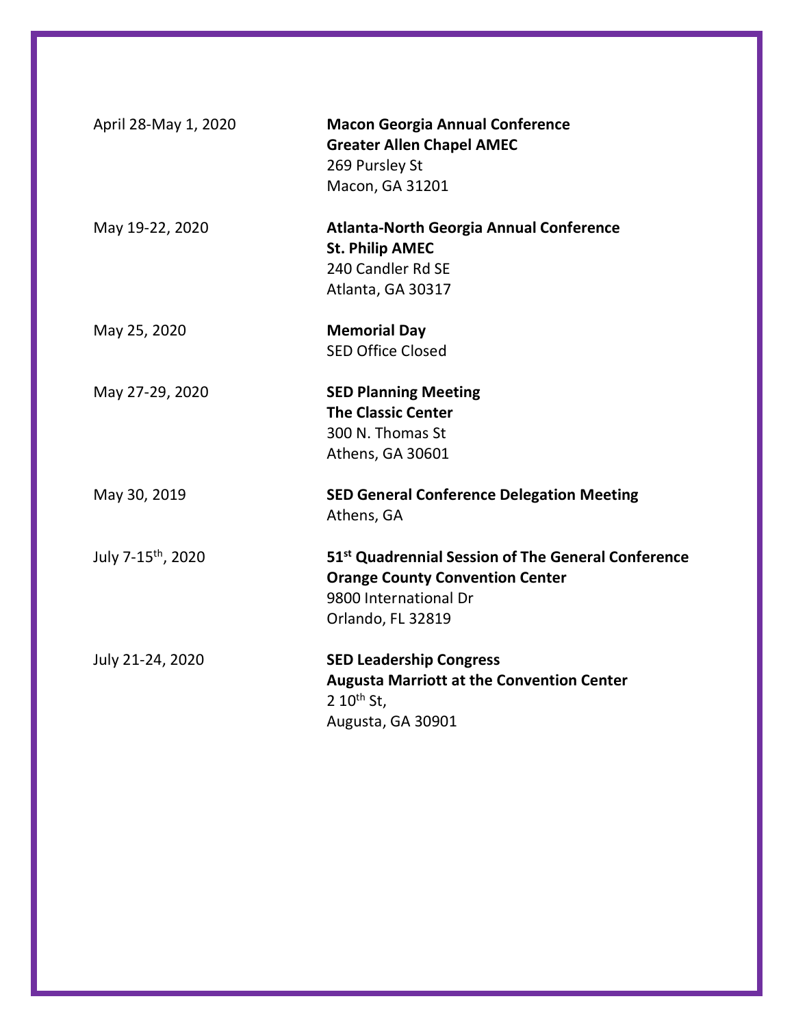| | |
|---|---|
| April 28-May 1, 2020 | **Macon Georgia Annual Conference**<br>**Greater Allen Chapel AMEC**<br>269 Pursley St<br>Macon, GA 31201 |
| May 19-22, 2020 | **Atlanta-North Georgia Annual Conference**<br>**St. Philip AMEC**<br>240 Candler Rd SE<br>Atlanta, GA 30317 |
| May 25, 2020 | **Memorial Day**<br>SED Office Closed |
| May 27-29, 2020 | **SED Planning Meeting**<br>**The Classic Center**<br>300 N. Thomas St<br>Athens, GA 30601 |
| May 30, 2019 | **SED General Conference Delegation Meeting**<br>Athens, GA |
| July 7-15th, 2020 | **51st Quadrennial Session of The General Conference**<br>**Orange County Convention Center**<br>9800 International Dr<br>Orlando, FL 32819 |
| July 21-24, 2020 | **SED Leadership Congress**<br>**Augusta Marriott at the Convention Center**<br>2 10th St,<br>Augusta, GA 30901 |